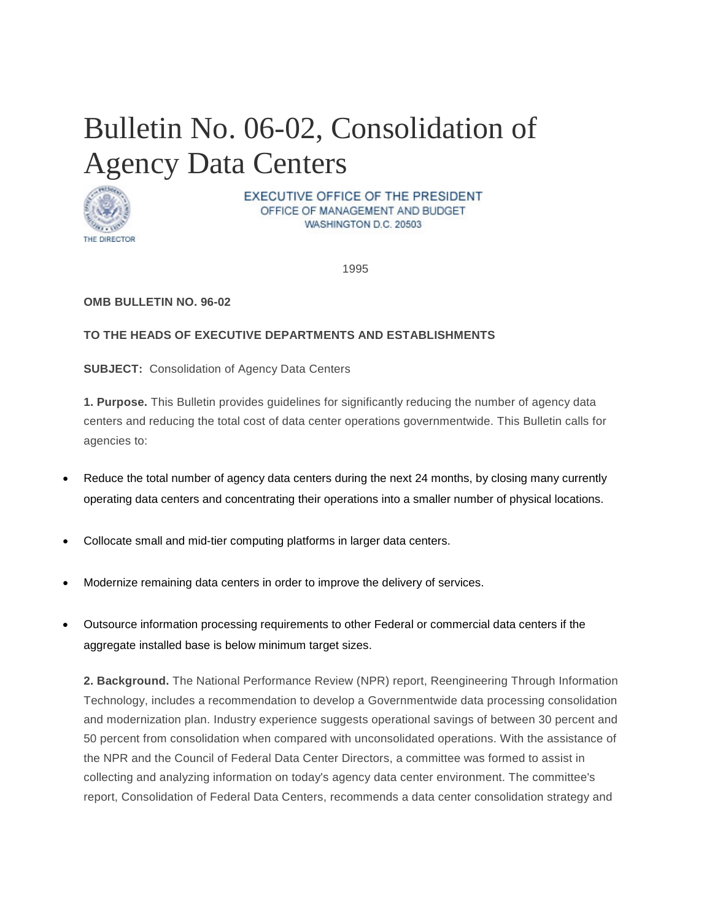# Bulletin No. 06-02, Consolidation of Agency Data Centers

EXECUTIVE OFFICE OF THE PRESIDENT
OFFICE OF MANAGEMENT AND BUDGET
WASHINGTON D.C. 20503

THE DIRECTOR

1995

**OMB BULLETIN NO. 96-02**

**TO THE HEADS OF EXECUTIVE DEPARTMENTS AND ESTABLISHMENTS**

**SUBJECT:** Consolidation of Agency Data Centers

**1. Purpose.** This Bulletin provides guidelines for significantly reducing the number of agency data centers and reducing the total cost of data center operations governmentwide. This Bulletin calls for agencies to:

- Reduce the total number of agency data centers during the next 24 months, by closing many currently operating data centers and concentrating their operations into a smaller number of physical locations.
- Collocate small and mid-tier computing platforms in larger data centers.
- Modernize remaining data centers in order to improve the delivery of services.
- Outsource information processing requirements to other Federal or commercial data centers if the aggregate installed base is below minimum target sizes.

**2. Background.** The National Performance Review (NPR) report, Reengineering Through Information Technology, includes a recommendation to develop a Governmentwide data processing consolidation and modernization plan. Industry experience suggests operational savings of between 30 percent and 50 percent from consolidation when compared with unconsolidated operations. With the assistance of the NPR and the Council of Federal Data Center Directors, a committee was formed to assist in collecting and analyzing information on today's agency data center environment. The committee's report, Consolidation of Federal Data Centers, recommends a data center consolidation strategy and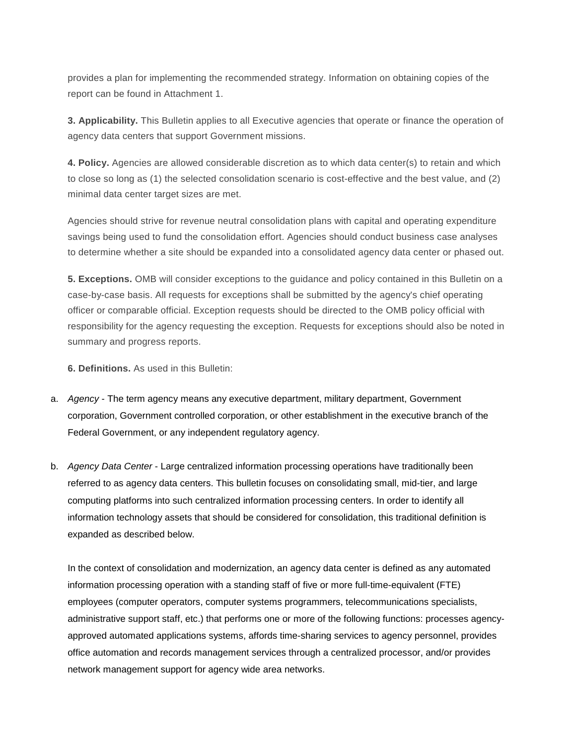provides a plan for implementing the recommended strategy. Information on obtaining copies of the report can be found in Attachment 1.

**3. Applicability.** This Bulletin applies to all Executive agencies that operate or finance the operation of agency data centers that support Government missions.

**4. Policy.** Agencies are allowed considerable discretion as to which data center(s) to retain and which to close so long as (1) the selected consolidation scenario is cost-effective and the best value, and (2) minimal data center target sizes are met.

Agencies should strive for revenue neutral consolidation plans with capital and operating expenditure savings being used to fund the consolidation effort. Agencies should conduct business case analyses to determine whether a site should be expanded into a consolidated agency data center or phased out.

**5. Exceptions.** OMB will consider exceptions to the guidance and policy contained in this Bulletin on a case-by-case basis. All requests for exceptions shall be submitted by the agency's chief operating officer or comparable official. Exception requests should be directed to the OMB policy official with responsibility for the agency requesting the exception. Requests for exceptions should also be noted in summary and progress reports.

**6. Definitions.** As used in this Bulletin:

a. *Agency* - The term agency means any executive department, military department, Government corporation, Government controlled corporation, or other establishment in the executive branch of the Federal Government, or any independent regulatory agency.

b. *Agency Data Center* - Large centralized information processing operations have traditionally been referred to as agency data centers. This bulletin focuses on consolidating small, mid-tier, and large computing platforms into such centralized information processing centers. In order to identify all information technology assets that should be considered for consolidation, this traditional definition is expanded as described below.

   In the context of consolidation and modernization, an agency data center is defined as any automated information processing operation with a standing staff of five or more full-time-equivalent (FTE) employees (computer operators, computer systems programmers, telecommunications specialists, administrative support staff, etc.) that performs one or more of the following functions: processes agency-approved automated applications systems, affords time-sharing services to agency personnel, provides office automation and records management services through a centralized processor, and/or provides network management support for agency wide area networks.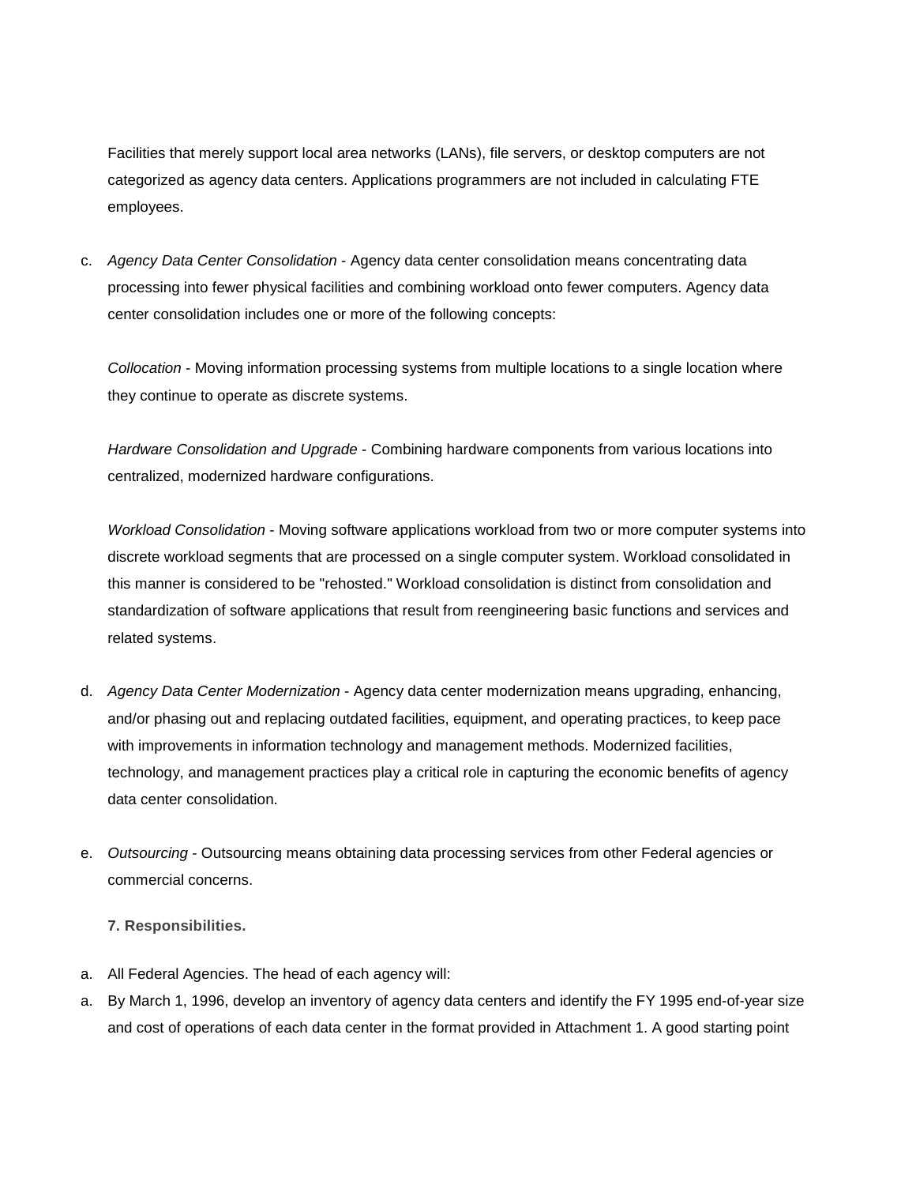Facilities that merely support local area networks (LANs), file servers, or desktop computers are not categorized as agency data centers. Applications programmers are not included in calculating FTE employees.

c. *Agency Data Center Consolidation* - Agency data center consolidation means concentrating data processing into fewer physical facilities and combining workload onto fewer computers. Agency data center consolidation includes one or more of the following concepts:

   *Collocation* - Moving information processing systems from multiple locations to a single location where they continue to operate as discrete systems.

   *Hardware Consolidation and Upgrade* - Combining hardware components from various locations into centralized, modernized hardware configurations.

   *Workload Consolidation* - Moving software applications workload from two or more computer systems into discrete workload segments that are processed on a single computer system. Workload consolidated in this manner is considered to be "rehosted." Workload consolidation is distinct from consolidation and standardization of software applications that result from reengineering basic functions and services and related systems.

d. *Agency Data Center Modernization* - Agency data center modernization means upgrading, enhancing, and/or phasing out and replacing outdated facilities, equipment, and operating practices, to keep pace with improvements in information technology and management methods. Modernized facilities, technology, and management practices play a critical role in capturing the economic benefits of agency data center consolidation.

e. *Outsourcing* - Outsourcing means obtaining data processing services from other Federal agencies or commercial concerns.

**7. Responsibilities.**

a. All Federal Agencies. The head of each agency will:

a. By March 1, 1996, develop an inventory of agency data centers and identify the FY 1995 end-of-year size and cost of operations of each data center in the format provided in Attachment 1. A good starting point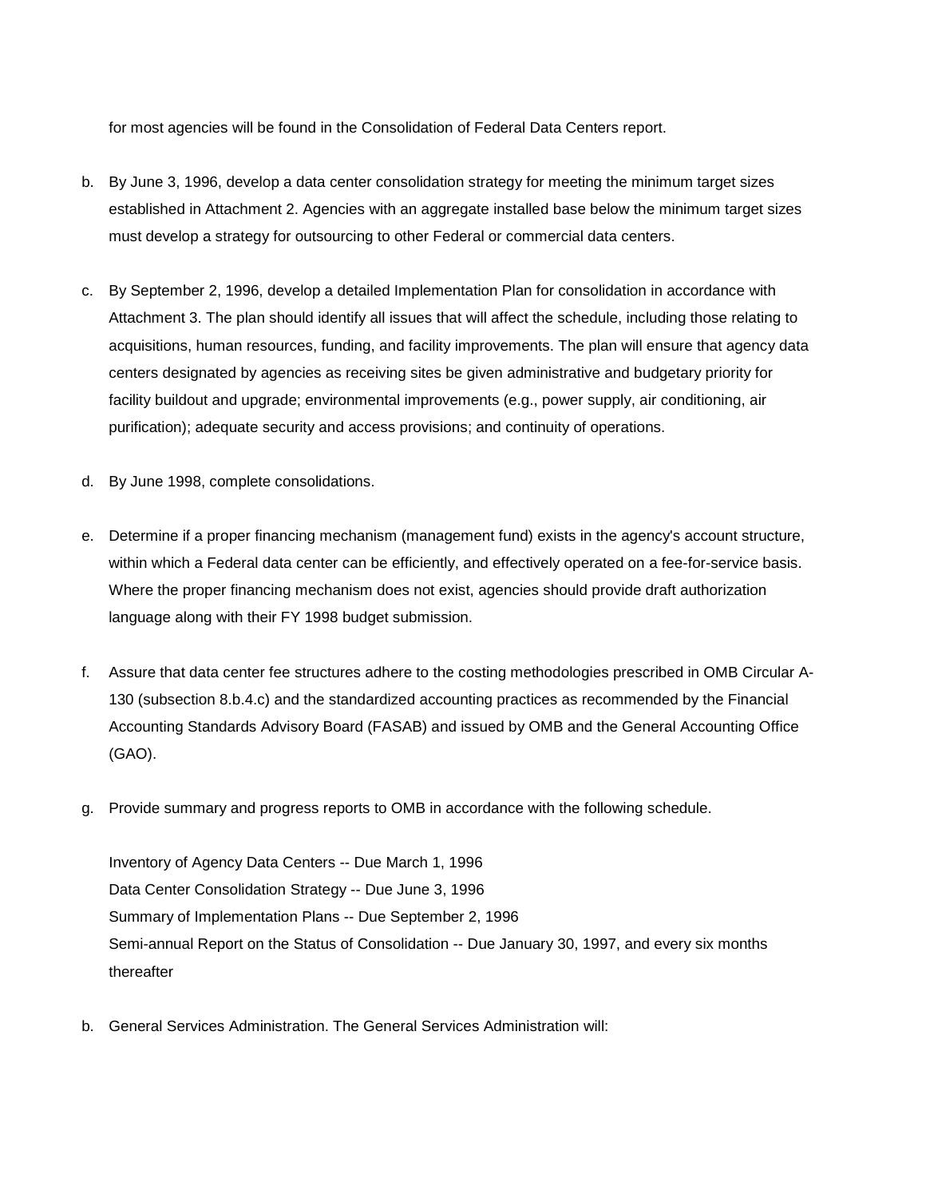for most agencies will be found in the Consolidation of Federal Data Centers report.

b. By June 3, 1996, develop a data center consolidation strategy for meeting the minimum target sizes established in Attachment 2. Agencies with an aggregate installed base below the minimum target sizes must develop a strategy for outsourcing to other Federal or commercial data centers.

c. By September 2, 1996, develop a detailed Implementation Plan for consolidation in accordance with Attachment 3. The plan should identify all issues that will affect the schedule, including those relating to acquisitions, human resources, funding, and facility improvements. The plan will ensure that agency data centers designated by agencies as receiving sites be given administrative and budgetary priority for facility buildout and upgrade; environmental improvements (e.g., power supply, air conditioning, air purification); adequate security and access provisions; and continuity of operations.

d. By June 1998, complete consolidations.

e. Determine if a proper financing mechanism (management fund) exists in the agency's account structure, within which a Federal data center can be efficiently, and effectively operated on a fee-for-service basis. Where the proper financing mechanism does not exist, agencies should provide draft authorization language along with their FY 1998 budget submission.

f. Assure that data center fee structures adhere to the costing methodologies prescribed in OMB Circular A-130 (subsection 8.b.4.c) and the standardized accounting practices as recommended by the Financial Accounting Standards Advisory Board (FASAB) and issued by OMB and the General Accounting Office (GAO).

g. Provide summary and progress reports to OMB in accordance with the following schedule.

   Inventory of Agency Data Centers -- Due March 1, 1996
   Data Center Consolidation Strategy -- Due June 3, 1996
   Summary of Implementation Plans -- Due September 2, 1996
   Semi-annual Report on the Status of Consolidation -- Due January 30, 1997, and every six months thereafter

b. General Services Administration. The General Services Administration will: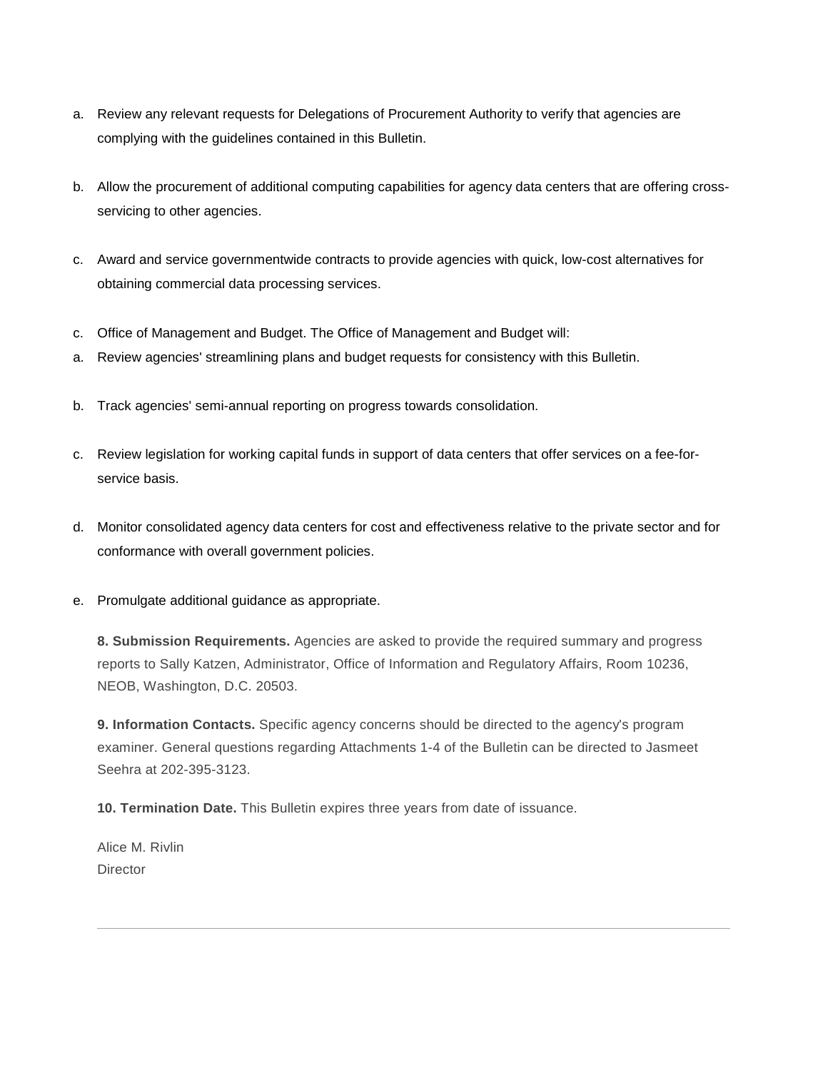a. Review any relevant requests for Delegations of Procurement Authority to verify that agencies are complying with the guidelines contained in this Bulletin.

b. Allow the procurement of additional computing capabilities for agency data centers that are offering cross-servicing to other agencies.

c. Award and service governmentwide contracts to provide agencies with quick, low-cost alternatives for obtaining commercial data processing services.

c. Office of Management and Budget. The Office of Management and Budget will:

a. Review agencies' streamlining plans and budget requests for consistency with this Bulletin.

b. Track agencies' semi-annual reporting on progress towards consolidation.

c. Review legislation for working capital funds in support of data centers that offer services on a fee-for-service basis.

d. Monitor consolidated agency data centers for cost and effectiveness relative to the private sector and for conformance with overall government policies.

e. Promulgate additional guidance as appropriate.

**8. Submission Requirements.** Agencies are asked to provide the required summary and progress reports to Sally Katzen, Administrator, Office of Information and Regulatory Affairs, Room 10236, NEOB, Washington, D.C. 20503.

**9. Information Contacts.** Specific agency concerns should be directed to the agency's program examiner. General questions regarding Attachments 1-4 of the Bulletin can be directed to Jasmeet Seehra at 202-395-3123.

**10. Termination Date.** This Bulletin expires three years from date of issuance.

Alice M. Rivlin
Director

---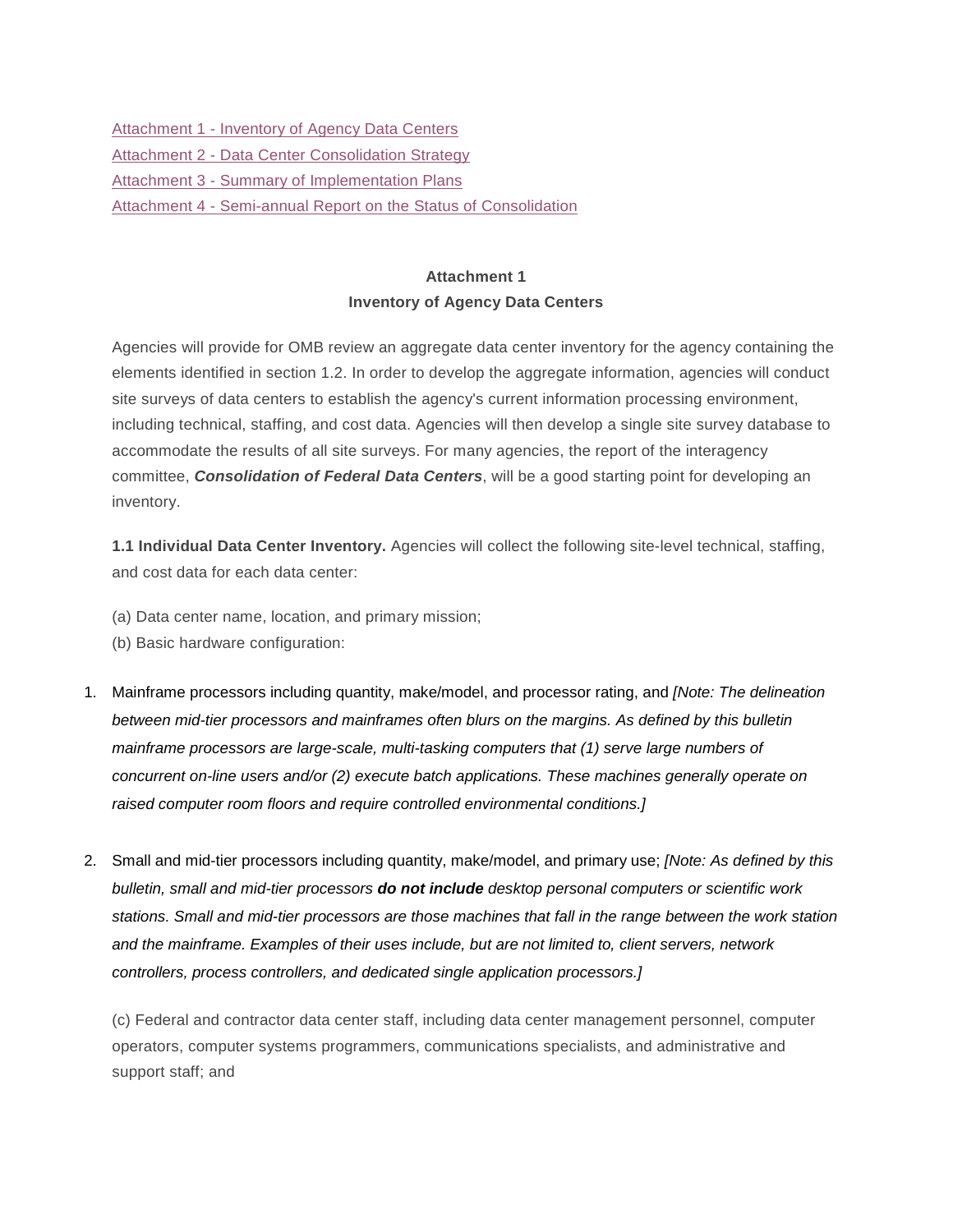[Attachment 1 - Inventory of Agency Data Centers](#)
[Attachment 2 - Data Center Consolidation Strategy](#)
[Attachment 3 - Summary of Implementation Plans](#)
[Attachment 4 - Semi-annual Report on the Status of Consolidation](#)

## Attachment 1
## Inventory of Agency Data Centers

Agencies will provide for OMB review an aggregate data center inventory for the agency containing the elements identified in section 1.2. In order to develop the aggregate information, agencies will conduct site surveys of data centers to establish the agency's current information processing environment, including technical, staffing, and cost data. Agencies will then develop a single site survey database to accommodate the results of all site surveys. For many agencies, the report of the interagency committee, ***Consolidation of Federal Data Centers***, will be a good starting point for developing an inventory.

**1.1 Individual Data Center Inventory.** Agencies will collect the following site-level technical, staffing, and cost data for each data center:

(a) Data center name, location, and primary mission;
(b) Basic hardware configuration:

1. Mainframe processors including quantity, make/model, and processor rating, and *[Note: The delineation between mid-tier processors and mainframes often blurs on the margins. As defined by this bulletin mainframe processors are large-scale, multi-tasking computers that (1) serve large numbers of concurrent on-line users and/or (2) execute batch applications. These machines generally operate on raised computer room floors and require controlled environmental conditions.]*

2. Small and mid-tier processors including quantity, make/model, and primary use; *[Note: As defined by this bulletin, small and mid-tier processors **do not include** desktop personal computers or scientific work stations. Small and mid-tier processors are those machines that fall in the range between the work station and the mainframe. Examples of their uses include, but are not limited to, client servers, network controllers, process controllers, and dedicated single application processors.]*

(c) Federal and contractor data center staff, including data center management personnel, computer operators, computer systems programmers, communications specialists, and administrative and support staff; and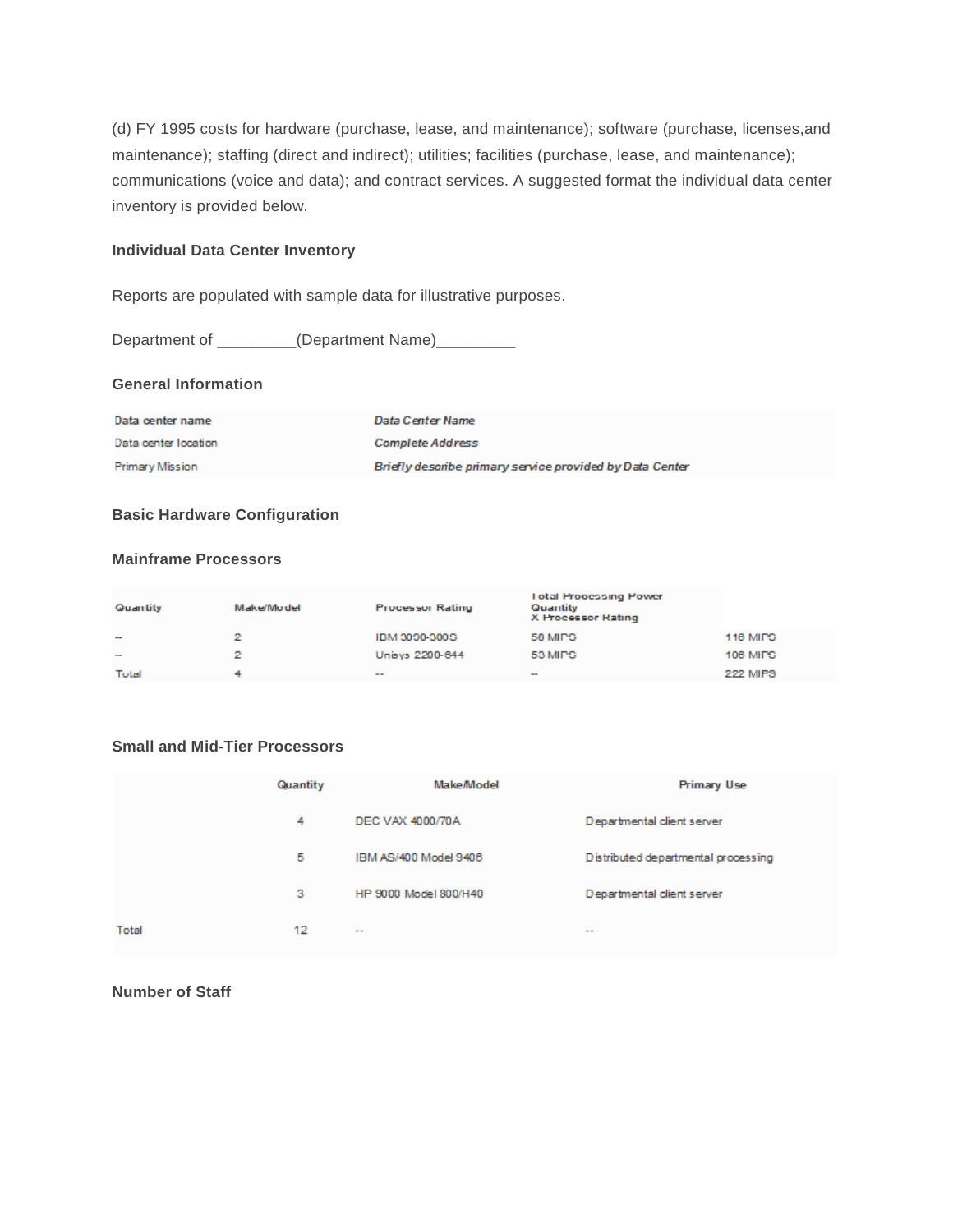(d) FY 1995 costs for hardware (purchase, lease, and maintenance); software (purchase, licenses,and maintenance); staffing (direct and indirect); utilities; facilities (purchase, lease, and maintenance); communications (voice and data); and contract services. A suggested format the individual data center inventory is provided below.

### Individual Data Center Inventory

Reports are populated with sample data for illustrative purposes.

Department of _________(Department Name)_________

### General Information

| | |
|---|---|
| Data center name | ***Data Center Name*** |
| Data center location | ***Complete Address*** |
| Primary Mission | ***Briefly describe primary service provided by Data Center*** |

### Basic Hardware Configuration

### Mainframe Processors

| Quantity | Make/Model | Processor Rating | Total Processing Power Quantity X Processor Rating | |
|---|---|---|---|---|
| -- | 2 | IBM 3090-300S | 58 MIPS | 116 MIPS |
| -- | 2 | Unisys 2200-644 | 53 MIPS | 106 MIPS |
| Total | 4 | -- | -- | 222 MIPS |

### Small and Mid-Tier Processors

| | Quantity | Make/Model | Primary Use |
|---|---|---|---|
| | 4 | DEC VAX 4000/70A | Departmental client server |
| | 5 | IBM AS/400 Model 9406 | Distributed departmental processing |
| | 3 | HP 9000 Model 800/H40 | Departmental client server |
| Total | 12 | -- | -- |

### Number of Staff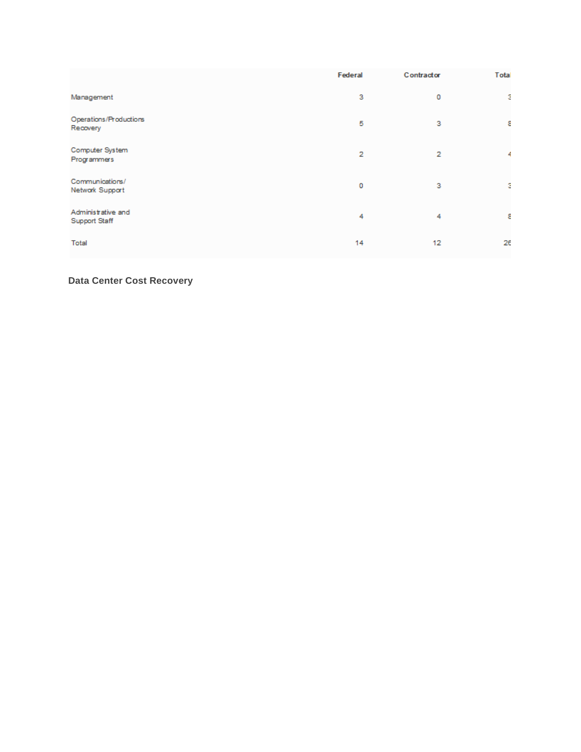| | Federal | Contractor | Total |
|---|---|---|---|
| Management | 3 | 0 | 3 |
| Operations/Productions Recovery | 5 | 3 | 8 |
| Computer System Programmers | 2 | 2 | 4 |
| Communications/ Network Support | 0 | 3 | 3 |
| Administrative and Support Staff | 4 | 4 | 8 |
| Total | 14 | 12 | 26 |

**Data Center Cost Recovery**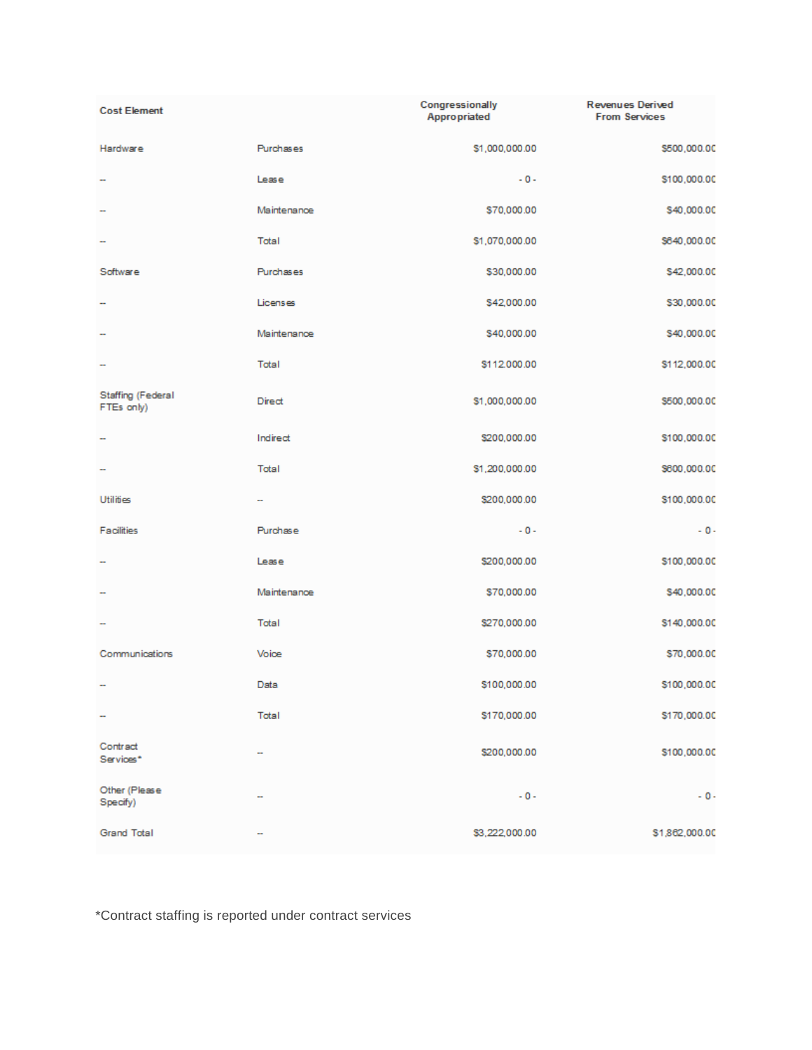| Cost Element | | Congressionally Appropriated | Revenues Derived From Services |
|---|---|---|---|
| Hardware | Purchases | $1,000,000.00 | $500,000.00 |
| -- | Lease | - 0 - | $100,000.00 |
| -- | Maintenance | $70,000.00 | $40,000.00 |
| -- | Total | $1,070,000.00 | $640,000.00 |
| Software | Purchases | $30,000.00 | $42,000.00 |
| -- | Licenses | $42,000.00 | $30,000.00 |
| -- | Maintenance | $40,000.00 | $40,000.00 |
| -- | Total | $112,000.00 | $112,000.00 |
| Staffing (Federal FTEs only) | Direct | $1,000,000.00 | $500,000.00 |
| -- | Indirect | $200,000.00 | $100,000.00 |
| -- | Total | $1,200,000.00 | $600,000.00 |
| Utilities | -- | $200,000.00 | $100,000.00 |
| Facilities | Purchase | - 0 - | - 0 - |
| -- | Lease | $200,000.00 | $100,000.00 |
| -- | Maintenance | $70,000.00 | $40,000.00 |
| -- | Total | $270,000.00 | $140,000.00 |
| Communications | Voice | $70,000.00 | $70,000.00 |
| -- | Data | $100,000.00 | $100,000.00 |
| -- | Total | $170,000.00 | $170,000.00 |
| Contract Services* | -- | $200,000.00 | $100,000.00 |
| Other (Please Specify) | -- | - 0 - | - 0 - |
| Grand Total | -- | $3,222,000.00 | $1,862,000.00 |

*Contract staffing is reported under contract services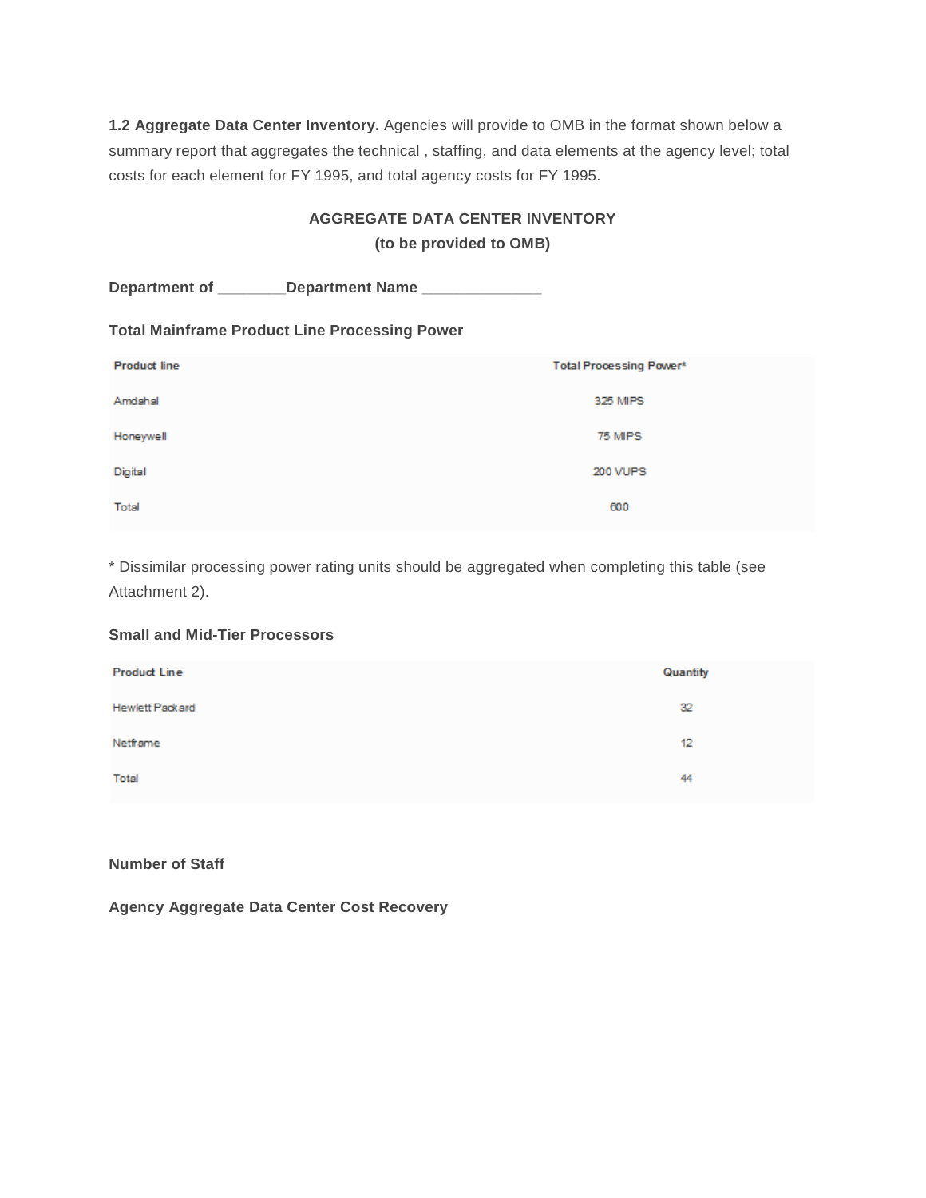**1.2 Aggregate Data Center Inventory.** Agencies will provide to OMB in the format shown below a summary report that aggregates the technical , staffing, and data elements at the agency level; total costs for each element for FY 1995, and total agency costs for FY 1995.

**AGGREGATE DATA CENTER INVENTORY**
**(to be provided to OMB)**

**Department of ________Department Name ______________**

**Total Mainframe Product Line Processing Power**

| Product line | Total Processing Power* |
| --- | --- |
| Amdahal | 325 MIPS |
| Honeywell | 75 MIPS |
| Digital | 200 VUPS |
| Total | 600 |

* Dissimilar processing power rating units should be aggregated when completing this table (see Attachment 2).

**Small and Mid-Tier Processors**

| Product Line | Quantity |
| --- | --- |
| Hewlett Packard | 32 |
| Netframe | 12 |
| Total | 44 |

**Number of Staff**

**Agency Aggregate Data Center Cost Recovery**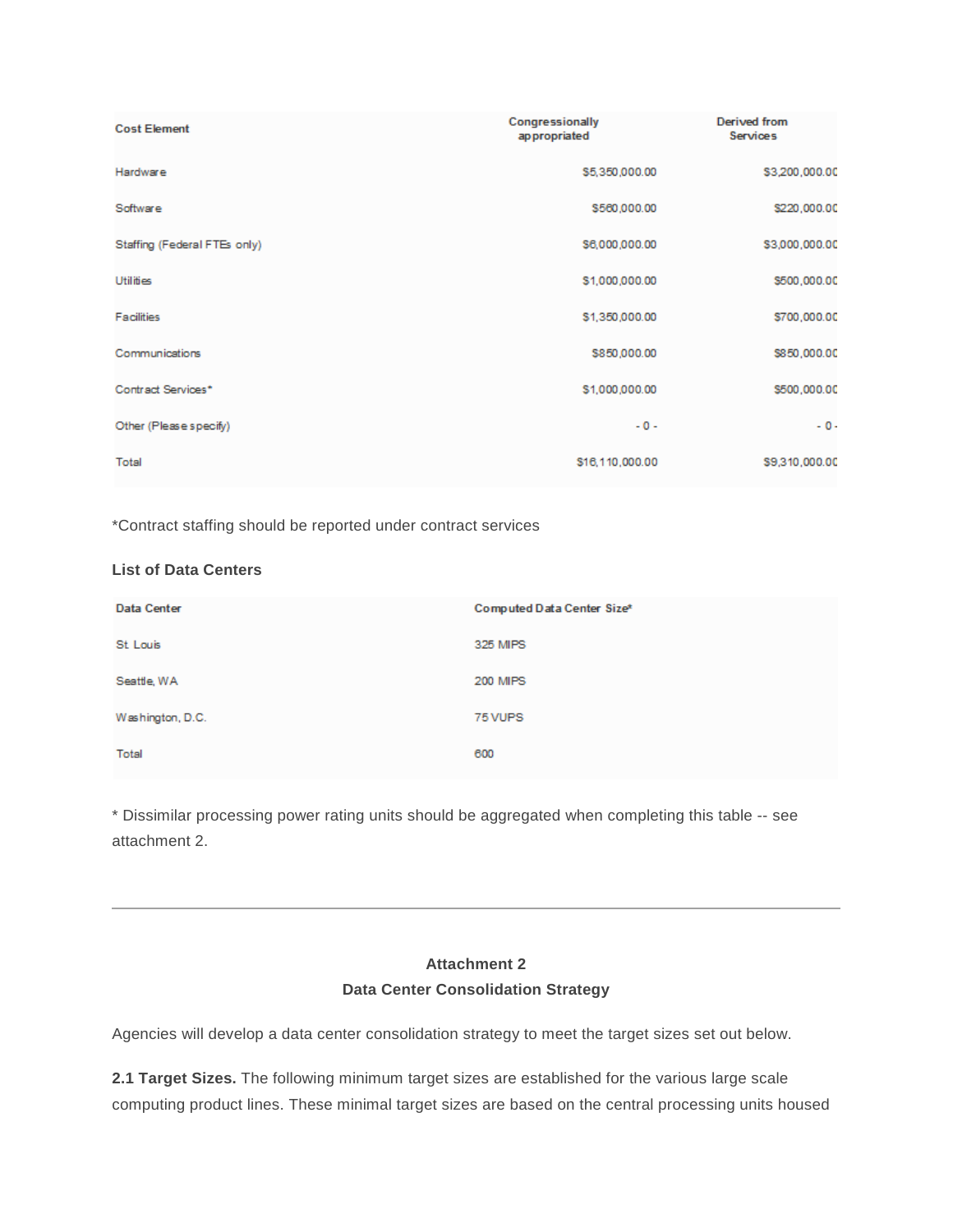| Cost Element | Congressionally appropriated | Derived from Services |
|---|---|---|
| Hardware | $5,350,000.00 | $3,200,000.00 |
| Software | $560,000.00 | $220,000.00 |
| Staffing (Federal FTEs only) | $6,000,000.00 | $3,000,000.00 |
| Utilities | $1,000,000.00 | $500,000.00 |
| Facilities | $1,350,000.00 | $700,000.00 |
| Communications | $850,000.00 | $850,000.00 |
| Contract Services* | $1,000,000.00 | $500,000.00 |
| Other (Please specify) | - 0 - | - 0 - |
| Total | $16,110,000.00 | $9,310,000.00 |

*Contract staffing should be reported under contract services

**List of Data Centers**

| Data Center | Computed Data Center Size* |
|---|---|
| St. Louis | 325 MIPS |
| Seattle, WA | 200 MIPS |
| Washington, D.C. | 75 VUPS |
| Total | 600 |

* Dissimilar processing power rating units should be aggregated when completing this table -- see attachment 2.

---

## Attachment 2
## Data Center Consolidation Strategy

Agencies will develop a data center consolidation strategy to meet the target sizes set out below.

**2.1 Target Sizes.** The following minimum target sizes are established for the various large scale computing product lines. These minimal target sizes are based on the central processing units housed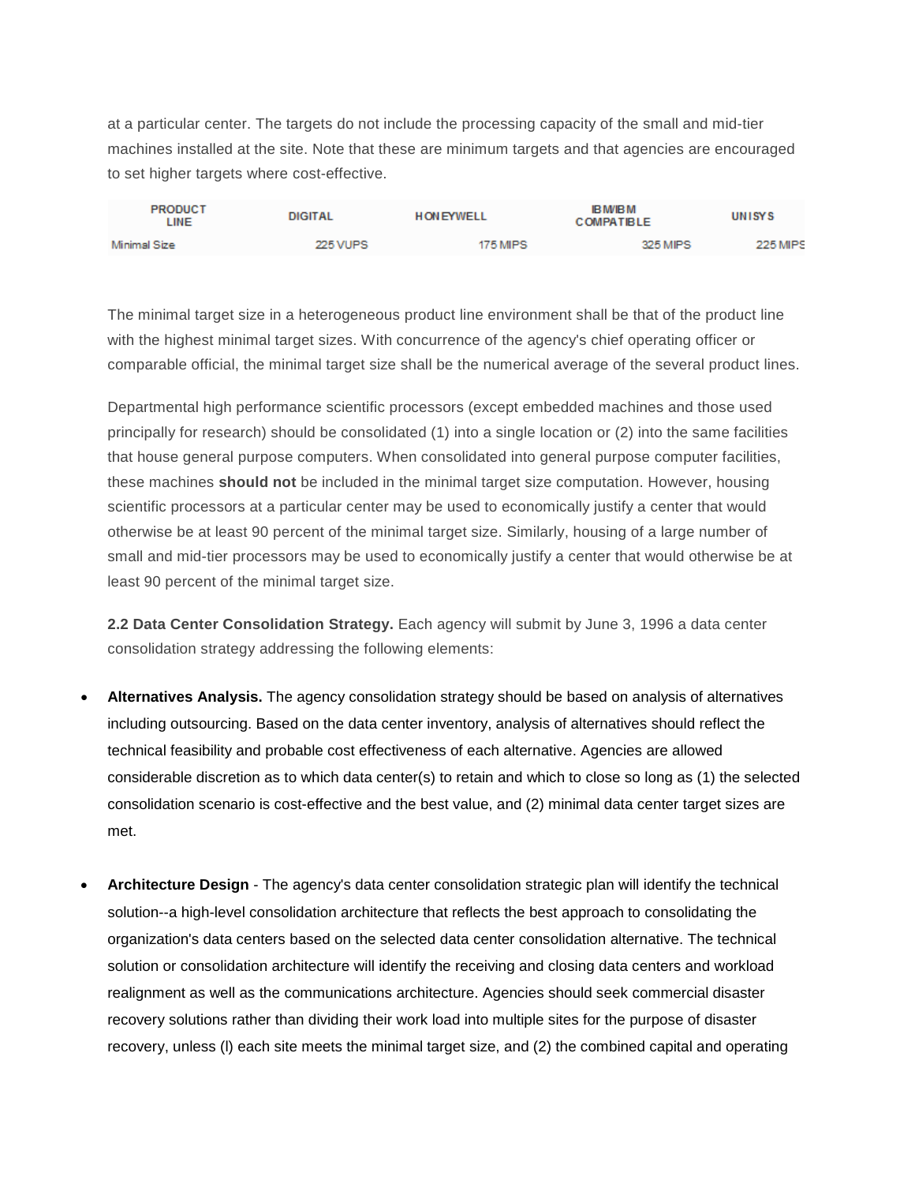at a particular center. The targets do not include the processing capacity of the small and mid-tier machines installed at the site. Note that these are minimum targets and that agencies are encouraged to set higher targets where cost-effective.

| PRODUCT LINE | DIGITAL | HONEYWELL | IBM/IBM COMPATIBLE | UNISYS |
|---|---|---|---|---|
| Minimal Size | 225 VUPS | 175 MIPS | 325 MIPS | 225 MIPS |

The minimal target size in a heterogeneous product line environment shall be that of the product line with the highest minimal target sizes. With concurrence of the agency's chief operating officer or comparable official, the minimal target size shall be the numerical average of the several product lines.

Departmental high performance scientific processors (except embedded machines and those used principally for research) should be consolidated (1) into a single location or (2) into the same facilities that house general purpose computers. When consolidated into general purpose computer facilities, these machines **should not** be included in the minimal target size computation. However, housing scientific processors at a particular center may be used to economically justify a center that would otherwise be at least 90 percent of the minimal target size. Similarly, housing of a large number of small and mid-tier processors may be used to economically justify a center that would otherwise be at least 90 percent of the minimal target size.

**2.2 Data Center Consolidation Strategy.** Each agency will submit by June 3, 1996 a data center consolidation strategy addressing the following elements:

- **Alternatives Analysis.** The agency consolidation strategy should be based on analysis of alternatives including outsourcing. Based on the data center inventory, analysis of alternatives should reflect the technical feasibility and probable cost effectiveness of each alternative. Agencies are allowed considerable discretion as to which data center(s) to retain and which to close so long as (1) the selected consolidation scenario is cost-effective and the best value, and (2) minimal data center target sizes are met.

- **Architecture Design** - The agency's data center consolidation strategic plan will identify the technical solution--a high-level consolidation architecture that reflects the best approach to consolidating the organization's data centers based on the selected data center consolidation alternative. The technical solution or consolidation architecture will identify the receiving and closing data centers and workload realignment as well as the communications architecture. Agencies should seek commercial disaster recovery solutions rather than dividing their work load into multiple sites for the purpose of disaster recovery, unless (l) each site meets the minimal target size, and (2) the combined capital and operating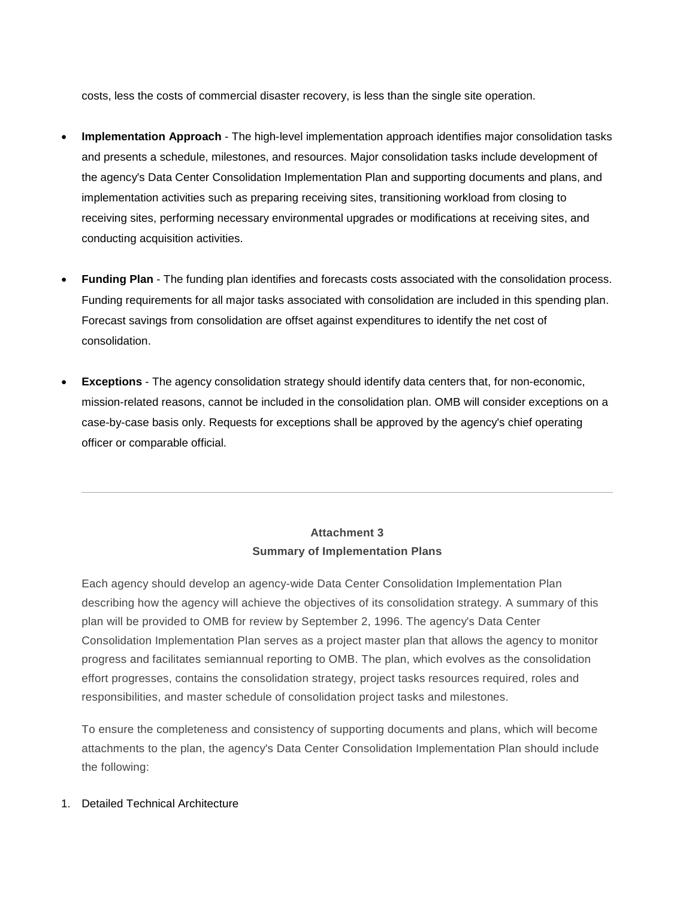costs, less the costs of commercial disaster recovery, is less than the single site operation.

- **Implementation Approach** - The high-level implementation approach identifies major consolidation tasks and presents a schedule, milestones, and resources. Major consolidation tasks include development of the agency's Data Center Consolidation Implementation Plan and supporting documents and plans, and implementation activities such as preparing receiving sites, transitioning workload from closing to receiving sites, performing necessary environmental upgrades or modifications at receiving sites, and conducting acquisition activities.

- **Funding Plan** - The funding plan identifies and forecasts costs associated with the consolidation process. Funding requirements for all major tasks associated with consolidation are included in this spending plan. Forecast savings from consolidation are offset against expenditures to identify the net cost of consolidation.

- **Exceptions** - The agency consolidation strategy should identify data centers that, for non-economic, mission-related reasons, cannot be included in the consolidation plan. OMB will consider exceptions on a case-by-case basis only. Requests for exceptions shall be approved by the agency's chief operating officer or comparable official.

---

### Attachment 3
### Summary of Implementation Plans

Each agency should develop an agency-wide Data Center Consolidation Implementation Plan describing how the agency will achieve the objectives of its consolidation strategy. A summary of this plan will be provided to OMB for review by September 2, 1996. The agency's Data Center Consolidation Implementation Plan serves as a project master plan that allows the agency to monitor progress and facilitates semiannual reporting to OMB. The plan, which evolves as the consolidation effort progresses, contains the consolidation strategy, project tasks resources required, roles and responsibilities, and master schedule of consolidation project tasks and milestones.

To ensure the completeness and consistency of supporting documents and plans, which will become attachments to the plan, the agency's Data Center Consolidation Implementation Plan should include the following:

1. Detailed Technical Architecture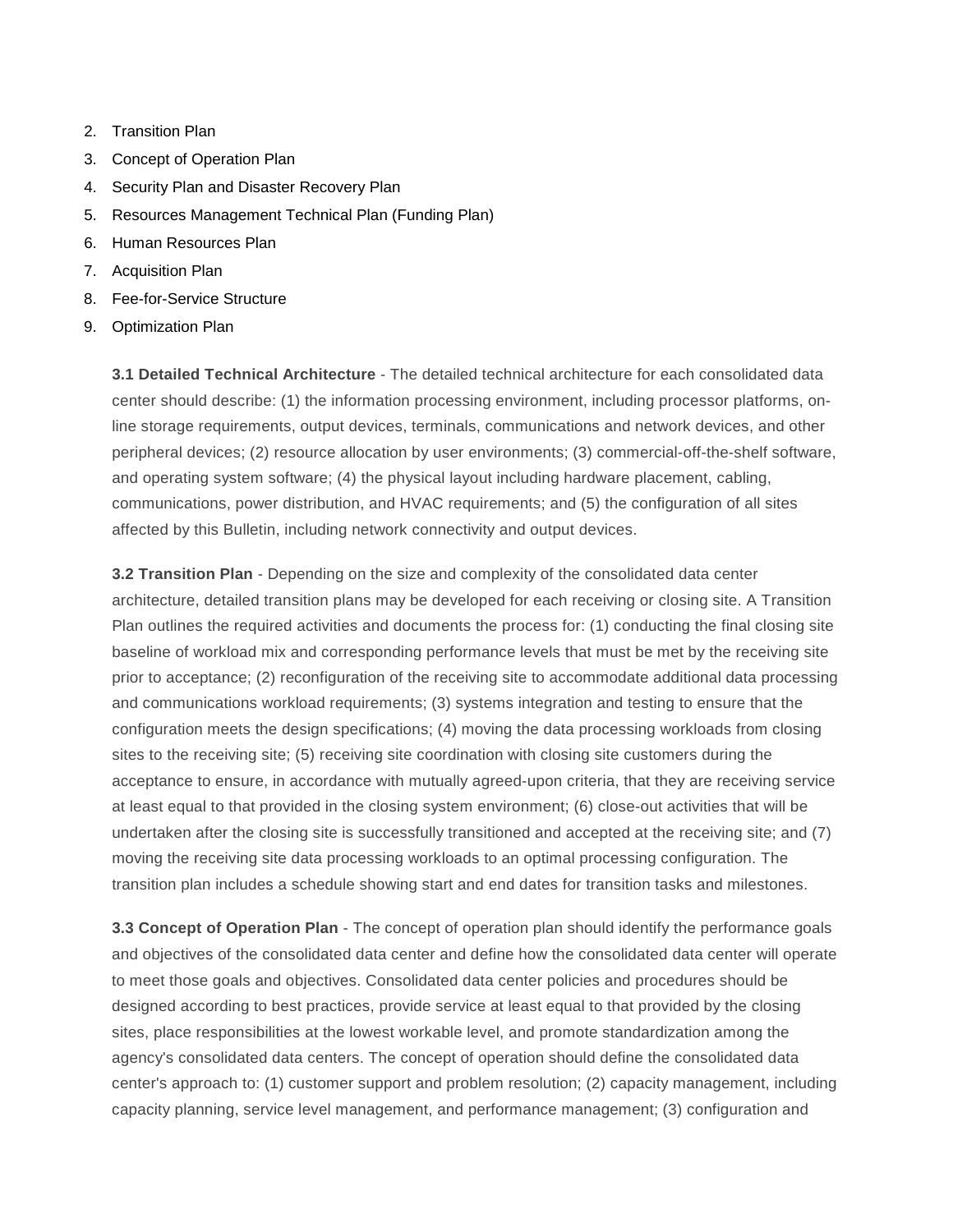2. Transition Plan
3. Concept of Operation Plan
4. Security Plan and Disaster Recovery Plan
5. Resources Management Technical Plan (Funding Plan)
6. Human Resources Plan
7. Acquisition Plan
8. Fee-for-Service Structure
9. Optimization Plan

**3.1 Detailed Technical Architecture** - The detailed technical architecture for each consolidated data center should describe: (1) the information processing environment, including processor platforms, on-line storage requirements, output devices, terminals, communications and network devices, and other peripheral devices; (2) resource allocation by user environments; (3) commercial-off-the-shelf software, and operating system software; (4) the physical layout including hardware placement, cabling, communications, power distribution, and HVAC requirements; and (5) the configuration of all sites affected by this Bulletin, including network connectivity and output devices.

**3.2 Transition Plan** - Depending on the size and complexity of the consolidated data center architecture, detailed transition plans may be developed for each receiving or closing site. A Transition Plan outlines the required activities and documents the process for: (1) conducting the final closing site baseline of workload mix and corresponding performance levels that must be met by the receiving site prior to acceptance; (2) reconfiguration of the receiving site to accommodate additional data processing and communications workload requirements; (3) systems integration and testing to ensure that the configuration meets the design specifications; (4) moving the data processing workloads from closing sites to the receiving site; (5) receiving site coordination with closing site customers during the acceptance to ensure, in accordance with mutually agreed-upon criteria, that they are receiving service at least equal to that provided in the closing system environment; (6) close-out activities that will be undertaken after the closing site is successfully transitioned and accepted at the receiving site; and (7) moving the receiving site data processing workloads to an optimal processing configuration. The transition plan includes a schedule showing start and end dates for transition tasks and milestones.

**3.3 Concept of Operation Plan** - The concept of operation plan should identify the performance goals and objectives of the consolidated data center and define how the consolidated data center will operate to meet those goals and objectives. Consolidated data center policies and procedures should be designed according to best practices, provide service at least equal to that provided by the closing sites, place responsibilities at the lowest workable level, and promote standardization among the agency's consolidated data centers. The concept of operation should define the consolidated data center's approach to: (1) customer support and problem resolution; (2) capacity management, including capacity planning, service level management, and performance management; (3) configuration and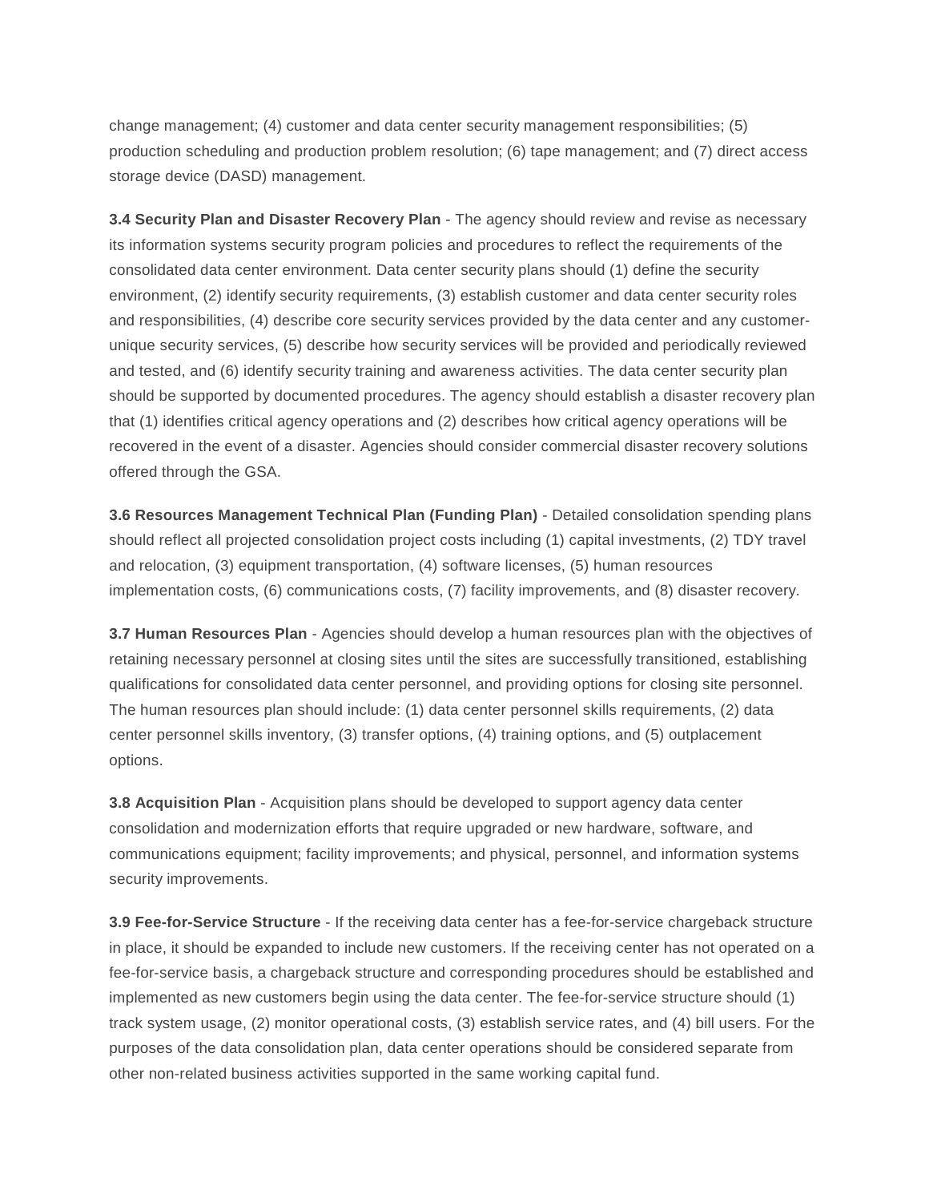change management; (4) customer and data center security management responsibilities; (5) production scheduling and production problem resolution; (6) tape management; and (7) direct access storage device (DASD) management.

**3.4 Security Plan and Disaster Recovery Plan** - The agency should review and revise as necessary its information systems security program policies and procedures to reflect the requirements of the consolidated data center environment. Data center security plans should (1) define the security environment, (2) identify security requirements, (3) establish customer and data center security roles and responsibilities, (4) describe core security services provided by the data center and any customer-unique security services, (5) describe how security services will be provided and periodically reviewed and tested, and (6) identify security training and awareness activities. The data center security plan should be supported by documented procedures. The agency should establish a disaster recovery plan that (1) identifies critical agency operations and (2) describes how critical agency operations will be recovered in the event of a disaster. Agencies should consider commercial disaster recovery solutions offered through the GSA.

**3.6 Resources Management Technical Plan (Funding Plan)** - Detailed consolidation spending plans should reflect all projected consolidation project costs including (1) capital investments, (2) TDY travel and relocation, (3) equipment transportation, (4) software licenses, (5) human resources implementation costs, (6) communications costs, (7) facility improvements, and (8) disaster recovery.

**3.7 Human Resources Plan** - Agencies should develop a human resources plan with the objectives of retaining necessary personnel at closing sites until the sites are successfully transitioned, establishing qualifications for consolidated data center personnel, and providing options for closing site personnel. The human resources plan should include: (1) data center personnel skills requirements, (2) data center personnel skills inventory, (3) transfer options, (4) training options, and (5) outplacement options.

**3.8 Acquisition Plan** - Acquisition plans should be developed to support agency data center consolidation and modernization efforts that require upgraded or new hardware, software, and communications equipment; facility improvements; and physical, personnel, and information systems security improvements.

**3.9 Fee-for-Service Structure** - If the receiving data center has a fee-for-service chargeback structure in place, it should be expanded to include new customers. If the receiving center has not operated on a fee-for-service basis, a chargeback structure and corresponding procedures should be established and implemented as new customers begin using the data center. The fee-for-service structure should (1) track system usage, (2) monitor operational costs, (3) establish service rates, and (4) bill users. For the purposes of the data consolidation plan, data center operations should be considered separate from other non-related business activities supported in the same working capital fund.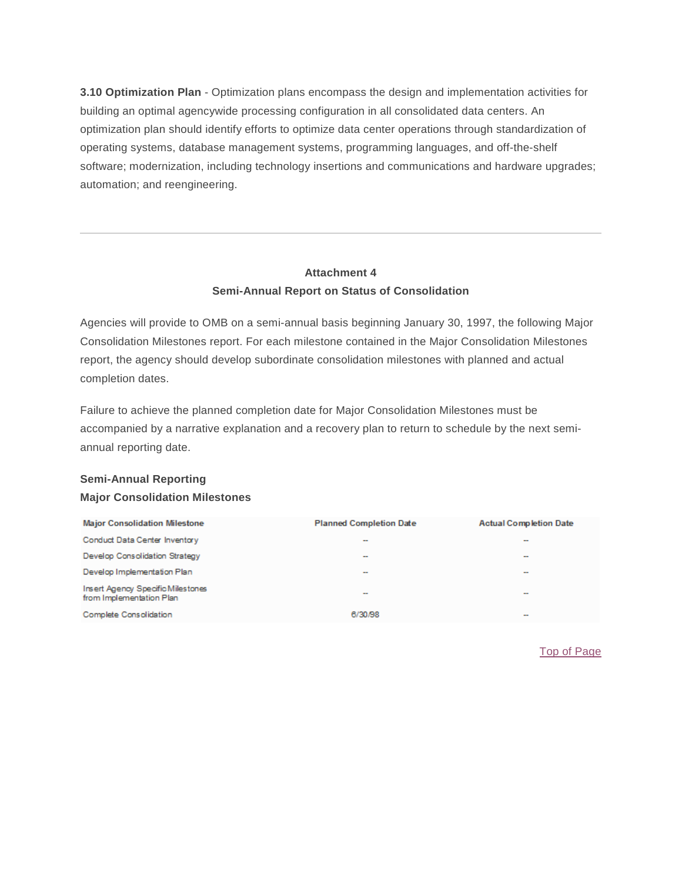**3.10 Optimization Plan** - Optimization plans encompass the design and implementation activities for building an optimal agencywide processing configuration in all consolidated data centers. An optimization plan should identify efforts to optimize data center operations through standardization of operating systems, database management systems, programming languages, and off-the-shelf software; modernization, including technology insertions and communications and hardware upgrades; automation; and reengineering.

---

## Attachment 4
## Semi-Annual Report on Status of Consolidation

Agencies will provide to OMB on a semi-annual basis beginning January 30, 1997, the following Major Consolidation Milestones report. For each milestone contained in the Major Consolidation Milestones report, the agency should develop subordinate consolidation milestones with planned and actual completion dates.

Failure to achieve the planned completion date for Major Consolidation Milestones must be accompanied by a narrative explanation and a recovery plan to return to schedule by the next semi-annual reporting date.

**Semi-Annual Reporting**
**Major Consolidation Milestones**

| Major Consolidation Milestone | Planned Completion Date | Actual Completion Date |
|---|---|---|
| Conduct Data Center Inventory | -- | -- |
| Develop Consolidation Strategy | -- | -- |
| Develop Implementation Plan | -- | -- |
| Insert Agency Specific Milestones from Implementation Plan | -- | -- |
| Complete Consolidation | 6/30/98 | -- |

Top of Page